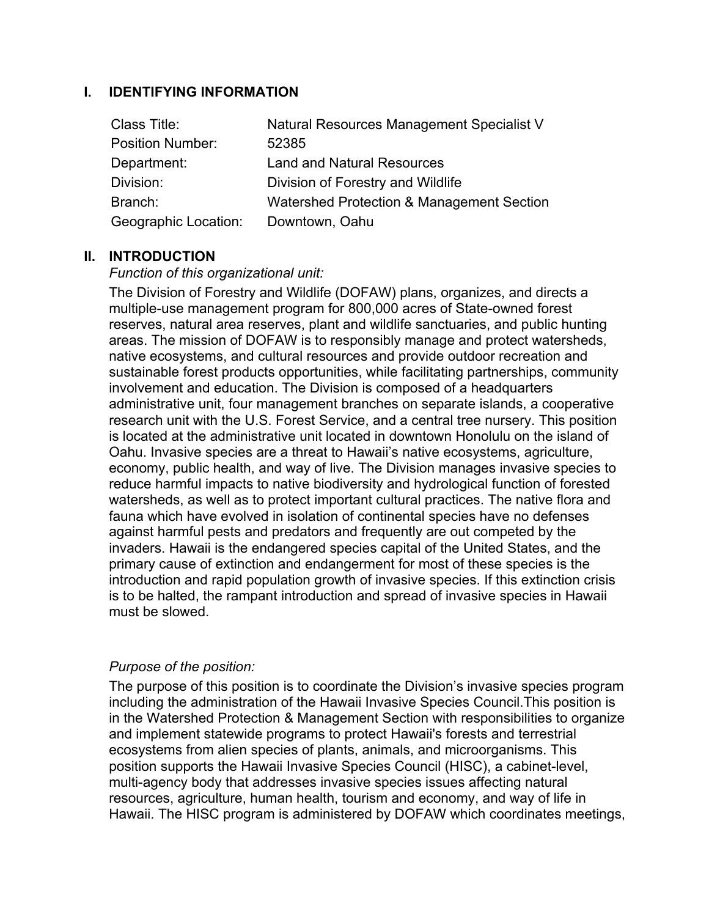## I. IDENTIFYING INFORMATION

| | |
|---|---|
| Class Title: | Natural Resources Management Specialist V |
| Position Number: | 52385 |
| Department: | Land and Natural Resources |
| Division: | Division of Forestry and Wildlife |
| Branch: | Watershed Protection & Management Section |
| Geographic Location: | Downtown, Oahu |

## II. INTRODUCTION

*Function of this organizational unit:*

The Division of Forestry and Wildlife (DOFAW) plans, organizes, and directs a multiple-use management program for 800,000 acres of State-owned forest reserves, natural area reserves, plant and wildlife sanctuaries, and public hunting areas. The mission of DOFAW is to responsibly manage and protect watersheds, native ecosystems, and cultural resources and provide outdoor recreation and sustainable forest products opportunities, while facilitating partnerships, community involvement and education. The Division is composed of a headquarters administrative unit, four management branches on separate islands, a cooperative research unit with the U.S. Forest Service, and a central tree nursery. This position is located at the administrative unit located in downtown Honolulu on the island of Oahu. Invasive species are a threat to Hawaii's native ecosystems, agriculture, economy, public health, and way of live. The Division manages invasive species to reduce harmful impacts to native biodiversity and hydrological function of forested watersheds, as well as to protect important cultural practices. The native flora and fauna which have evolved in isolation of continental species have no defenses against harmful pests and predators and frequently are out competed by the invaders. Hawaii is the endangered species capital of the United States, and the primary cause of extinction and endangerment for most of these species is the introduction and rapid population growth of invasive species. If this extinction crisis is to be halted, the rampant introduction and spread of invasive species in Hawaii must be slowed.

*Purpose of the position:*

The purpose of this position is to coordinate the Division's invasive species program including the administration of the Hawaii Invasive Species Council.This position is in the Watershed Protection & Management Section with responsibilities to organize and implement statewide programs to protect Hawaii's forests and terrestrial ecosystems from alien species of plants, animals, and microorganisms. This position supports the Hawaii Invasive Species Council (HISC), a cabinet-level, multi-agency body that addresses invasive species issues affecting natural resources, agriculture, human health, tourism and economy, and way of life in Hawaii. The HISC program is administered by DOFAW which coordinates meetings,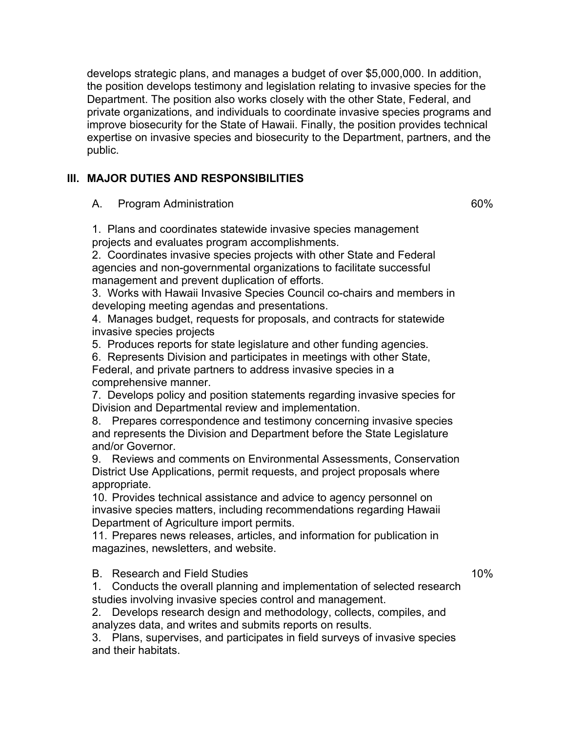develops strategic plans, and manages a budget of over $5,000,000. In addition, the position develops testimony and legislation relating to invasive species for the Department. The position also works closely with the other State, Federal, and private organizations, and individuals to coordinate invasive species programs and improve biosecurity for the State of Hawaii. Finally, the position provides technical expertise on invasive species and biosecurity to the Department, partners, and the public.

## III. MAJOR DUTIES AND RESPONSIBILITIES

A. Program Administration — 60%

1. Plans and coordinates statewide invasive species management projects and evaluates program accomplishments.
2. Coordinates invasive species projects with other State and Federal agencies and non-governmental organizations to facilitate successful management and prevent duplication of efforts.
3. Works with Hawaii Invasive Species Council co-chairs and members in developing meeting agendas and presentations.
4. Manages budget, requests for proposals, and contracts for statewide invasive species projects
5. Produces reports for state legislature and other funding agencies.
6. Represents Division and participates in meetings with other State, Federal, and private partners to address invasive species in a comprehensive manner.
7. Develops policy and position statements regarding invasive species for Division and Departmental review and implementation.
8. Prepares correspondence and testimony concerning invasive species and represents the Division and Department before the State Legislature and/or Governor.
9. Reviews and comments on Environmental Assessments, Conservation District Use Applications, permit requests, and project proposals where appropriate.
10. Provides technical assistance and advice to agency personnel on invasive species matters, including recommendations regarding Hawaii Department of Agriculture import permits.
11. Prepares news releases, articles, and information for publication in magazines, newsletters, and website.

B. Research and Field Studies — 10%

1. Conducts the overall planning and implementation of selected research studies involving invasive species control and management.
2. Develops research design and methodology, collects, compiles, and analyzes data, and writes and submits reports on results.
3. Plans, supervises, and participates in field surveys of invasive species and their habitats.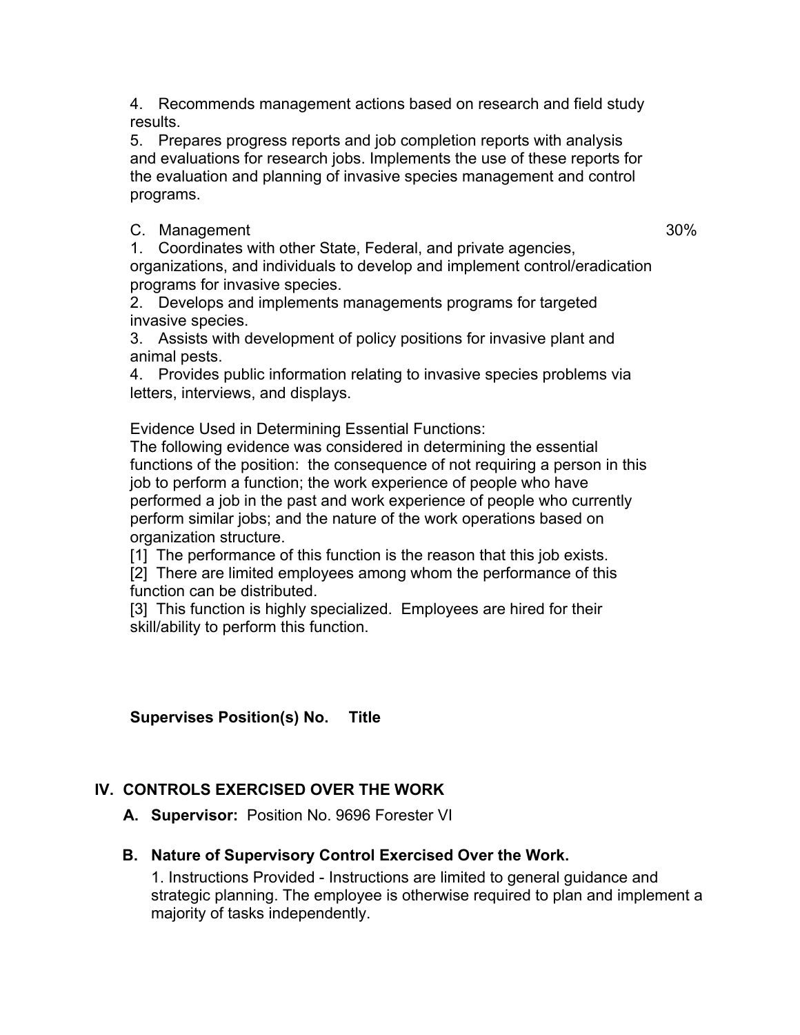4. Recommends management actions based on research and field study results.

5. Prepares progress reports and job completion reports with analysis and evaluations for research jobs. Implements the use of these reports for the evaluation and planning of invasive species management and control programs.

C. Management 30%

1. Coordinates with other State, Federal, and private agencies, organizations, and individuals to develop and implement control/eradication programs for invasive species.

2. Develops and implements managements programs for targeted invasive species.

3. Assists with development of policy positions for invasive plant and animal pests.

4. Provides public information relating to invasive species problems via letters, interviews, and displays.

Evidence Used in Determining Essential Functions:
The following evidence was considered in determining the essential functions of the position: the consequence of not requiring a person in this job to perform a function; the work experience of people who have performed a job in the past and work experience of people who currently perform similar jobs; and the nature of the work operations based on organization structure.

[1] The performance of this function is the reason that this job exists.

[2] There are limited employees among whom the performance of this function can be distributed.

[3] This function is highly specialized. Employees are hired for their skill/ability to perform this function.

**Supervises Position(s) No. Title**

## IV. CONTROLS EXERCISED OVER THE WORK

**A. Supervisor:** Position No. 9696 Forester VI

**B. Nature of Supervisory Control Exercised Over the Work.**

1. Instructions Provided - Instructions are limited to general guidance and strategic planning. The employee is otherwise required to plan and implement a majority of tasks independently.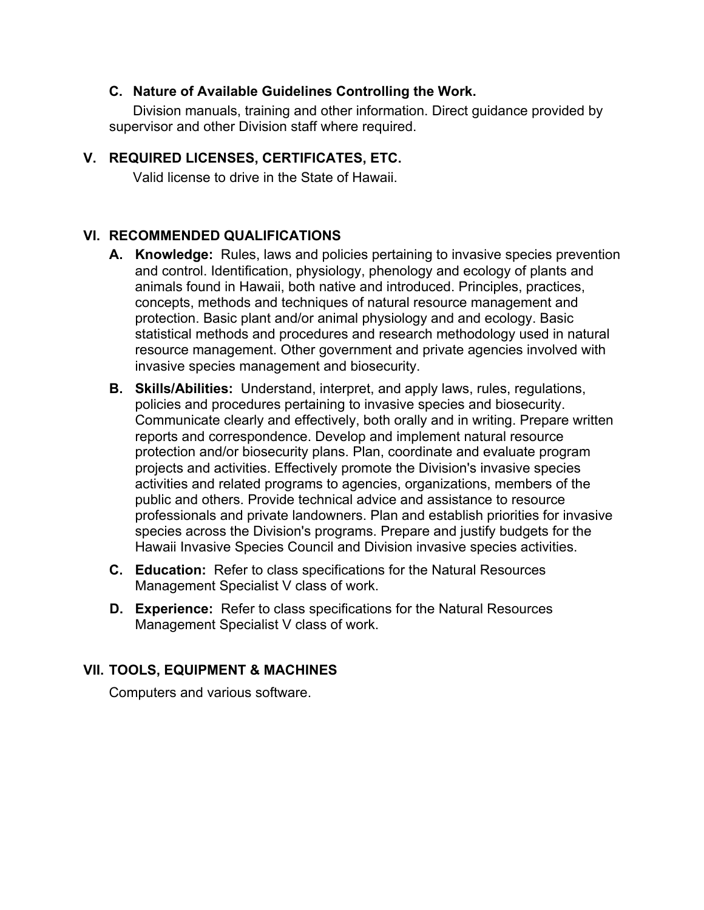### C. Nature of Available Guidelines Controlling the Work.

Division manuals, training and other information. Direct guidance provided by supervisor and other Division staff where required.

## V. REQUIRED LICENSES, CERTIFICATES, ETC.

Valid license to drive in the State of Hawaii.

## VI. RECOMMENDED QUALIFICATIONS

**A. Knowledge:** Rules, laws and policies pertaining to invasive species prevention and control. Identification, physiology, phenology and ecology of plants and animals found in Hawaii, both native and introduced. Principles, practices, concepts, methods and techniques of natural resource management and protection. Basic plant and/or animal physiology and and ecology. Basic statistical methods and procedures and research methodology used in natural resource management. Other government and private agencies involved with invasive species management and biosecurity.

**B. Skills/Abilities:** Understand, interpret, and apply laws, rules, regulations, policies and procedures pertaining to invasive species and biosecurity. Communicate clearly and effectively, both orally and in writing. Prepare written reports and correspondence. Develop and implement natural resource protection and/or biosecurity plans. Plan, coordinate and evaluate program projects and activities. Effectively promote the Division's invasive species activities and related programs to agencies, organizations, members of the public and others. Provide technical advice and assistance to resource professionals and private landowners. Plan and establish priorities for invasive species across the Division's programs. Prepare and justify budgets for the Hawaii Invasive Species Council and Division invasive species activities.

**C. Education:** Refer to class specifications for the Natural Resources Management Specialist V class of work.

**D. Experience:** Refer to class specifications for the Natural Resources Management Specialist V class of work.

## VII. TOOLS, EQUIPMENT & MACHINES

Computers and various software.